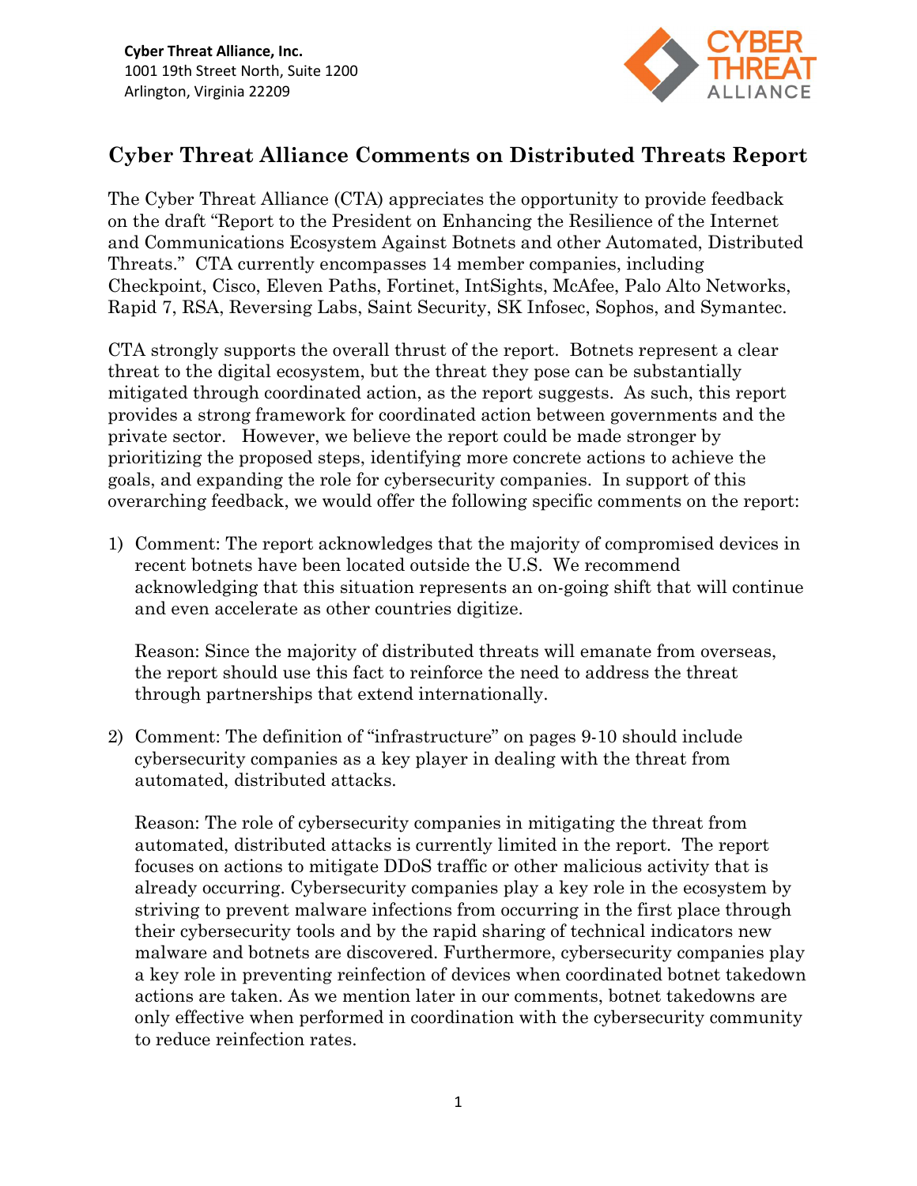**Cyber Threat Alliance, Inc.**
1001 19th Street North, Suite 1200
Arlington, Virginia 22209

# Cyber Threat Alliance Comments on Distributed Threats Report

The Cyber Threat Alliance (CTA) appreciates the opportunity to provide feedback on the draft "Report to the President on Enhancing the Resilience of the Internet and Communications Ecosystem Against Botnets and other Automated, Distributed Threats." CTA currently encompasses 14 member companies, including Checkpoint, Cisco, Eleven Paths, Fortinet, IntSights, McAfee, Palo Alto Networks, Rapid 7, RSA, Reversing Labs, Saint Security, SK Infosec, Sophos, and Symantec.

CTA strongly supports the overall thrust of the report. Botnets represent a clear threat to the digital ecosystem, but the threat they pose can be substantially mitigated through coordinated action, as the report suggests. As such, this report provides a strong framework for coordinated action between governments and the private sector. However, we believe the report could be made stronger by prioritizing the proposed steps, identifying more concrete actions to achieve the goals, and expanding the role for cybersecurity companies. In support of this overarching feedback, we would offer the following specific comments on the report:

1) Comment: The report acknowledges that the majority of compromised devices in recent botnets have been located outside the U.S. We recommend acknowledging that this situation represents an on-going shift that will continue and even accelerate as other countries digitize.

   Reason: Since the majority of distributed threats will emanate from overseas, the report should use this fact to reinforce the need to address the threat through partnerships that extend internationally.

2) Comment: The definition of "infrastructure" on pages 9-10 should include cybersecurity companies as a key player in dealing with the threat from automated, distributed attacks.

   Reason: The role of cybersecurity companies in mitigating the threat from automated, distributed attacks is currently limited in the report. The report focuses on actions to mitigate DDoS traffic or other malicious activity that is already occurring. Cybersecurity companies play a key role in the ecosystem by striving to prevent malware infections from occurring in the first place through their cybersecurity tools and by the rapid sharing of technical indicators new malware and botnets are discovered. Furthermore, cybersecurity companies play a key role in preventing reinfection of devices when coordinated botnet takedown actions are taken. As we mention later in our comments, botnet takedowns are only effective when performed in coordination with the cybersecurity community to reduce reinfection rates.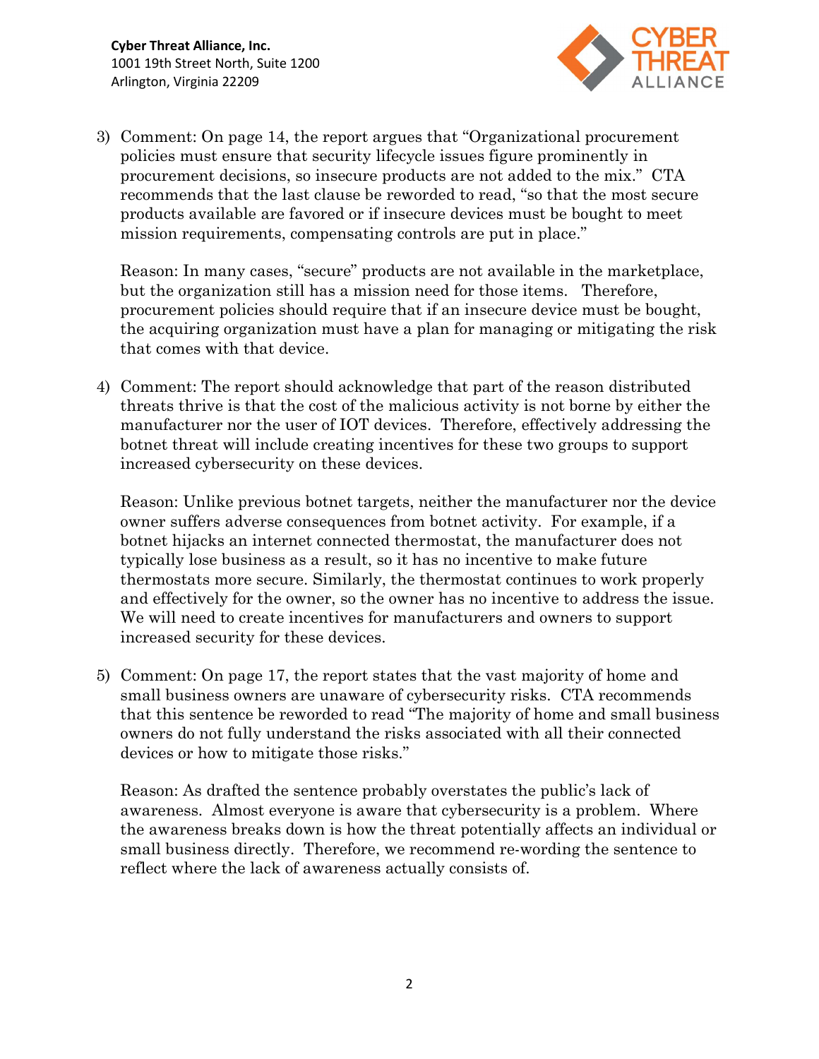3) Comment: On page 14, the report argues that "Organizational procurement policies must ensure that security lifecycle issues figure prominently in procurement decisions, so insecure products are not added to the mix." CTA recommends that the last clause be reworded to read, "so that the most secure products available are favored or if insecure devices must be bought to meet mission requirements, compensating controls are put in place."

   Reason: In many cases, "secure" products are not available in the marketplace, but the organization still has a mission need for those items. Therefore, procurement policies should require that if an insecure device must be bought, the acquiring organization must have a plan for managing or mitigating the risk that comes with that device.

4) Comment: The report should acknowledge that part of the reason distributed threats thrive is that the cost of the malicious activity is not borne by either the manufacturer nor the user of IOT devices. Therefore, effectively addressing the botnet threat will include creating incentives for these two groups to support increased cybersecurity on these devices.

   Reason: Unlike previous botnet targets, neither the manufacturer nor the device owner suffers adverse consequences from botnet activity. For example, if a botnet hijacks an internet connected thermostat, the manufacturer does not typically lose business as a result, so it has no incentive to make future thermostats more secure. Similarly, the thermostat continues to work properly and effectively for the owner, so the owner has no incentive to address the issue. We will need to create incentives for manufacturers and owners to support increased security for these devices.

5) Comment: On page 17, the report states that the vast majority of home and small business owners are unaware of cybersecurity risks. CTA recommends that this sentence be reworded to read "The majority of home and small business owners do not fully understand the risks associated with all their connected devices or how to mitigate those risks."

   Reason: As drafted the sentence probably overstates the public's lack of awareness. Almost everyone is aware that cybersecurity is a problem. Where the awareness breaks down is how the threat potentially affects an individual or small business directly. Therefore, we recommend re-wording the sentence to reflect where the lack of awareness actually consists of.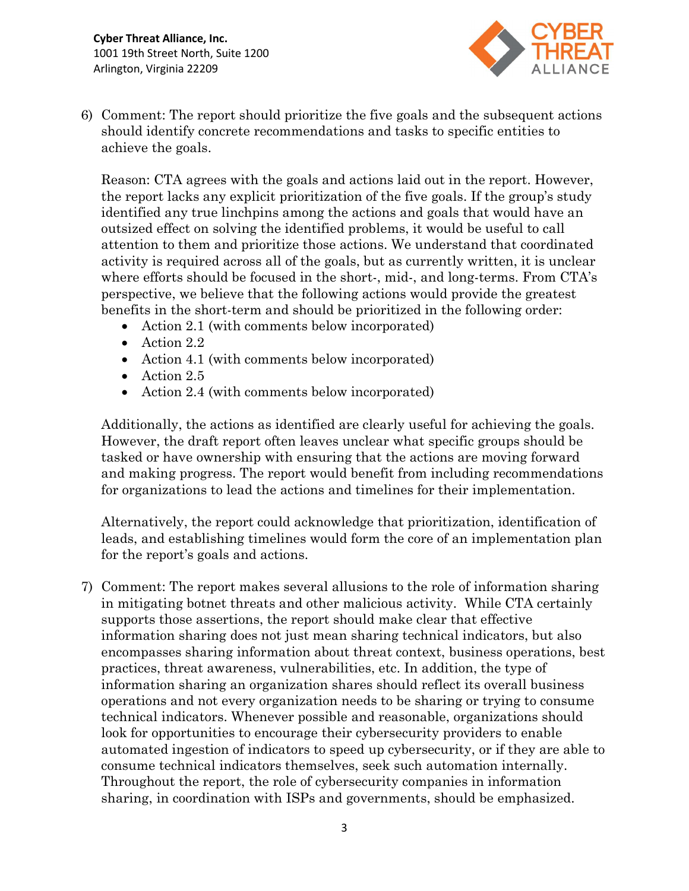6) Comment: The report should prioritize the five goals and the subsequent actions should identify concrete recommendations and tasks to specific entities to achieve the goals.

   Reason: CTA agrees with the goals and actions laid out in the report. However, the report lacks any explicit prioritization of the five goals. If the group's study identified any true linchpins among the actions and goals that would have an outsized effect on solving the identified problems, it would be useful to call attention to them and prioritize those actions. We understand that coordinated activity is required across all of the goals, but as currently written, it is unclear where efforts should be focused in the short-, mid-, and long-terms. From CTA's perspective, we believe that the following actions would provide the greatest benefits in the short-term and should be prioritized in the following order:

   - Action 2.1 (with comments below incorporated)
   - Action 2.2
   - Action 4.1 (with comments below incorporated)
   - Action 2.5
   - Action 2.4 (with comments below incorporated)

   Additionally, the actions as identified are clearly useful for achieving the goals. However, the draft report often leaves unclear what specific groups should be tasked or have ownership with ensuring that the actions are moving forward and making progress. The report would benefit from including recommendations for organizations to lead the actions and timelines for their implementation.

   Alternatively, the report could acknowledge that prioritization, identification of leads, and establishing timelines would form the core of an implementation plan for the report's goals and actions.

7) Comment: The report makes several allusions to the role of information sharing in mitigating botnet threats and other malicious activity. While CTA certainly supports those assertions, the report should make clear that effective information sharing does not just mean sharing technical indicators, but also encompasses sharing information about threat context, business operations, best practices, threat awareness, vulnerabilities, etc. In addition, the type of information sharing an organization shares should reflect its overall business operations and not every organization needs to be sharing or trying to consume technical indicators. Whenever possible and reasonable, organizations should look for opportunities to encourage their cybersecurity providers to enable automated ingestion of indicators to speed up cybersecurity, or if they are able to consume technical indicators themselves, seek such automation internally. Throughout the report, the role of cybersecurity companies in information sharing, in coordination with ISPs and governments, should be emphasized.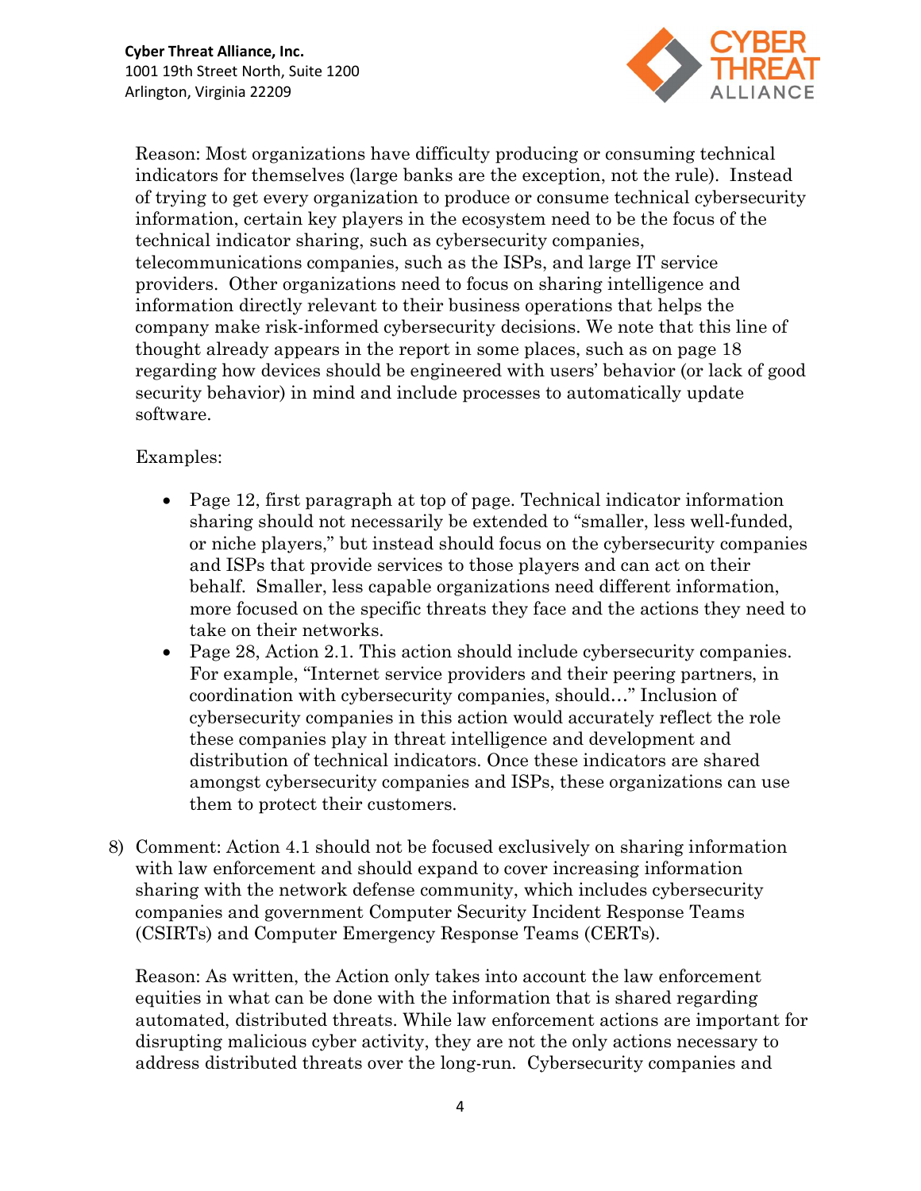Reason: Most organizations have difficulty producing or consuming technical indicators for themselves (large banks are the exception, not the rule). Instead of trying to get every organization to produce or consume technical cybersecurity information, certain key players in the ecosystem need to be the focus of the technical indicator sharing, such as cybersecurity companies, telecommunications companies, such as the ISPs, and large IT service providers. Other organizations need to focus on sharing intelligence and information directly relevant to their business operations that helps the company make risk-informed cybersecurity decisions. We note that this line of thought already appears in the report in some places, such as on page 18 regarding how devices should be engineered with users' behavior (or lack of good security behavior) in mind and include processes to automatically update software.

Examples:

- Page 12, first paragraph at top of page. Technical indicator information sharing should not necessarily be extended to "smaller, less well-funded, or niche players," but instead should focus on the cybersecurity companies and ISPs that provide services to those players and can act on their behalf. Smaller, less capable organizations need different information, more focused on the specific threats they face and the actions they need to take on their networks.
- Page 28, Action 2.1. This action should include cybersecurity companies. For example, "Internet service providers and their peering partners, in coordination with cybersecurity companies, should…" Inclusion of cybersecurity companies in this action would accurately reflect the role these companies play in threat intelligence and development and distribution of technical indicators. Once these indicators are shared amongst cybersecurity companies and ISPs, these organizations can use them to protect their customers.

8) Comment: Action 4.1 should not be focused exclusively on sharing information with law enforcement and should expand to cover increasing information sharing with the network defense community, which includes cybersecurity companies and government Computer Security Incident Response Teams (CSIRTs) and Computer Emergency Response Teams (CERTs).

   Reason: As written, the Action only takes into account the law enforcement equities in what can be done with the information that is shared regarding automated, distributed threats. While law enforcement actions are important for disrupting malicious cyber activity, they are not the only actions necessary to address distributed threats over the long-run. Cybersecurity companies and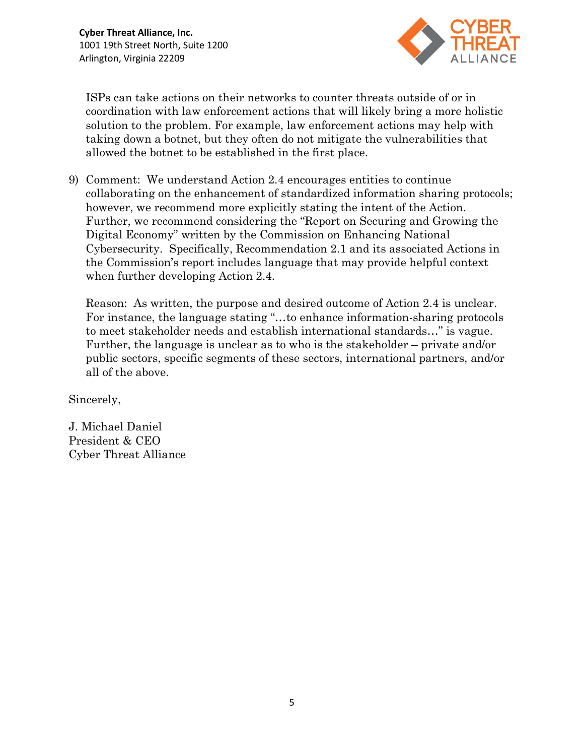ISPs can take actions on their networks to counter threats outside of or in coordination with law enforcement actions that will likely bring a more holistic solution to the problem. For example, law enforcement actions may help with taking down a botnet, but they often do not mitigate the vulnerabilities that allowed the botnet to be established in the first place.

9) Comment: We understand Action 2.4 encourages entities to continue collaborating on the enhancement of standardized information sharing protocols; however, we recommend more explicitly stating the intent of the Action. Further, we recommend considering the "Report on Securing and Growing the Digital Economy" written by the Commission on Enhancing National Cybersecurity. Specifically, Recommendation 2.1 and its associated Actions in the Commission's report includes language that may provide helpful context when further developing Action 2.4.

   Reason: As written, the purpose and desired outcome of Action 2.4 is unclear. For instance, the language stating "…to enhance information-sharing protocols to meet stakeholder needs and establish international standards…" is vague. Further, the language is unclear as to who is the stakeholder – private and/or public sectors, specific segments of these sectors, international partners, and/or all of the above.

Sincerely,

J. Michael Daniel
President & CEO
Cyber Threat Alliance